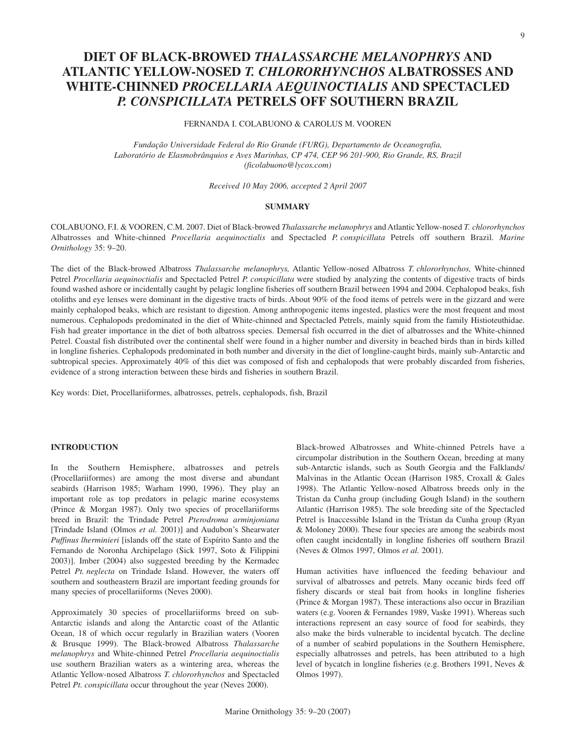# DIET OF BLACK-BROWED *THALASSARCHE MELANOPHRYS* AND ATLANTIC YELLOW-NOSED *T. CHLORORHYNCHOS* ALBATROSSES AND WHITE-CHINNED *PROCELLARIA AEQUINOCTIALIS* AND SPECTACLED *P. CONSPICILLATA* PETRELS OFF SOUTHERN BRAZIL

FERNANDA I. COLABUONO & CAROLUS M. VOOREN

*Fundação Universidade Federal do Rio Grande (FURG), Departamento de Oceanografia, Laboratório de Elasmobrânquios e Aves Marinhas, CP 474, CEP 96 201-900, Rio Grande, RS, Brazil (ficolabuono@lycos.com)*

*Received 10 May 2006, accepted 2 April 2007*

## SUMMARY

COLABUONO, F.I. & VOOREN, C.M. 2007. Diet of Black-browed *Thalassarche melanophrys* and Atlantic Yellow-nosed *T. chlororhynchos* Albatrosses and White-chinned *Procellaria aequinoctialis* and Spectacled *P. conspicillata* Petrels off southern Brazil. *Marine Ornithology* 35: 9–20.

The diet of the Black-browed Albatross *Thalassarche melanophrys,* Atlantic Yellow-nosed Albatross *T. chlororhynchos,* White-chinned Petrel *Procellaria aequinoctialis* and Spectacled Petrel *P. conspicillata* were studied by analyzing the contents of digestive tracts of birds found washed ashore or incidentally caught by pelagic longline fisheries off southern Brazil between 1994 and 2004. Cephalopod beaks, fish otoliths and eye lenses were dominant in the digestive tracts of birds. About 90% of the food items of petrels were in the gizzard and were mainly cephalopod beaks, which are resistant to digestion. Among anthropogenic items ingested, plastics were the most frequent and most numerous. Cephalopods predominated in the diet of White-chinned and Spectacled Petrels, mainly squid from the family Histioteuthidae. Fish had greater importance in the diet of both albatross species. Demersal fish occurred in the diet of albatrosses and the White-chinned Petrel. Coastal fish distributed over the continental shelf were found in a higher number and diversity in beached birds than in birds killed in longline fisheries. Cephalopods predominated in both number and diversity in the diet of longline-caught birds, mainly sub-Antarctic and subtropical species. Approximately 40% of this diet was composed of fish and cephalopods that were probably discarded from fisheries, evidence of a strong interaction between these birds and fisheries in southern Brazil.

Key words: Diet, Procellariiformes, albatrosses, petrels, cephalopods, fish, Brazil

## INTRODUCTION

In the Southern Hemisphere, albatrosses and petrels (Procellariiformes) are among the most diverse and abundant seabirds (Harrison 1985; Warham 1990, 1996). They play an important role as top predators in pelagic marine ecosystems (Prince & Morgan 1987). Only two species of procellariiforms breed in Brazil: the Trindade Petrel *Pterodroma arminjoniana* [Trindade Island (Olmos *et al.* 2001)] and Audubon's Shearwater *Puffinus lherminieri* [islands off the state of Espírito Santo and the Fernando de Noronha Archipelago (Sick 1997, Soto & Filippini 2003)]. Imber (2004) also suggested breeding by the Kermadec Petrel *Pt. neglecta* on Trindade Island. However, the waters off southern and southeastern Brazil are important feeding grounds for many species of procellariiforms (Neves 2000).

Approximately 30 species of procellariiforms breed on sub-Antarctic islands and along the Antarctic coast of the Atlantic Ocean, 18 of which occur regularly in Brazilian waters (Vooren & Brusque 1999). The Black-browed Albatross *Thalassarche melanophrys* and White-chinned Petrel *Procellaria aequinoctialis* use southern Brazilian waters as a wintering area, whereas the Atlantic Yellow-nosed Albatross *T. chlororhynchos* and Spectacled Petrel *Pt. conspicillata* occur throughout the year (Neves 2000).

Black-browed Albatrosses and White-chinned Petrels have a circumpolar distribution in the Southern Ocean, breeding at many sub-Antarctic islands, such as South Georgia and the Falklands/Malvinas in the Atlantic Ocean (Harrison 1985, Croxall & Gales 1998). The Atlantic Yellow-nosed Albatross breeds only in the Tristan da Cunha group (including Gough Island) in the southern Atlantic (Harrison 1985). The sole breeding site of the Spectacled Petrel is Inaccessible Island in the Tristan da Cunha group (Ryan & Moloney 2000). These four species are among the seabirds most often caught incidentally in longline fisheries off southern Brazil (Neves & Olmos 1997, Olmos *et al.* 2001).

Human activities have influenced the feeding behaviour and survival of albatrosses and petrels. Many oceanic birds feed off fishery discards or steal bait from hooks in longline fisheries (Prince & Morgan 1987). These interactions also occur in Brazilian waters (e.g. Vooren & Fernandes 1989, Vaske 1991). Whereas such interactions represent an easy source of food for seabirds, they also make the birds vulnerable to incidental bycatch. The decline of a number of seabird populations in the Southern Hemisphere, especially albatrosses and petrels, has been attributed to a high level of bycatch in longline fisheries (e.g. Brothers 1991, Neves & Olmos 1997).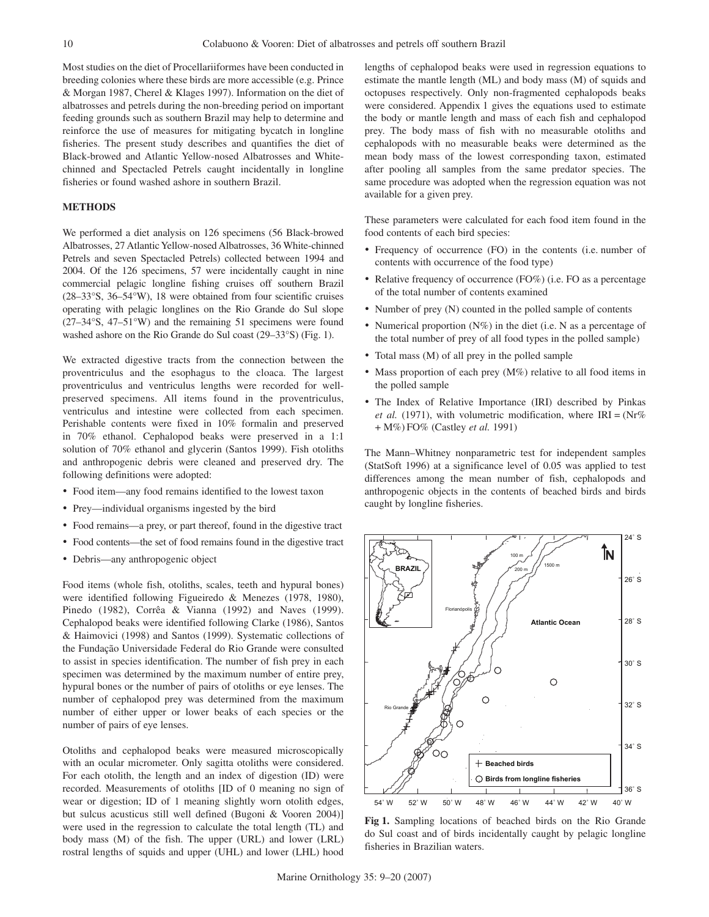Most studies on the diet of Procellariiformes have been conducted in breeding colonies where these birds are more accessible (e.g. Prince & Morgan 1987, Cherel & Klages 1997). Information on the diet of albatrosses and petrels during the non-breeding period on important feeding grounds such as southern Brazil may help to determine and reinforce the use of measures for mitigating bycatch in longline fisheries. The present study describes and quantifies the diet of Black-browed and Atlantic Yellow-nosed Albatrosses and White-chinned and Spectacled Petrels caught incidentally in longline fisheries or found washed ashore in southern Brazil.

## METHODS

We performed a diet analysis on 126 specimens (56 Black-browed Albatrosses, 27 Atlantic Yellow-nosed Albatrosses, 36 White-chinned Petrels and seven Spectacled Petrels) collected between 1994 and 2004. Of the 126 specimens, 57 were incidentally caught in nine commercial pelagic longline fishing cruises off southern Brazil (28–33°S, 36–54°W), 18 were obtained from four scientific cruises operating with pelagic longlines on the Rio Grande do Sul slope (27–34°S, 47–51°W) and the remaining 51 specimens were found washed ashore on the Rio Grande do Sul coast (29–33°S) (Fig. 1).

We extracted digestive tracts from the connection between the proventriculus and the esophagus to the cloaca. The largest proventriculus and ventriculus lengths were recorded for well-preserved specimens. All items found in the proventriculus, ventriculus and intestine were collected from each specimen. Perishable contents were fixed in 10% formalin and preserved in 70% ethanol. Cephalopod beaks were preserved in a 1:1 solution of 70% ethanol and glycerin (Santos 1999). Fish otoliths and anthropogenic debris were cleaned and preserved dry. The following definitions were adopted:

- Food item—any food remains identified to the lowest taxon
- Prey—individual organisms ingested by the bird
- Food remains—a prey, or part thereof, found in the digestive tract
- Food contents—the set of food remains found in the digestive tract
- Debris—any anthropogenic object

Food items (whole fish, otoliths, scales, teeth and hypural bones) were identified following Figueiredo & Menezes (1978, 1980), Pinedo (1982), Corrêa & Vianna (1992) and Naves (1999). Cephalopod beaks were identified following Clarke (1986), Santos & Haimovici (1998) and Santos (1999). Systematic collections of the Fundação Universidade Federal do Rio Grande were consulted to assist in species identification. The number of fish prey in each specimen was determined by the maximum number of entire prey, hypural bones or the number of pairs of otoliths or eye lenses. The number of cephalopod prey was determined from the maximum number of either upper or lower beaks of each species or the number of pairs of eye lenses.

Otoliths and cephalopod beaks were measured microscopically with an ocular micrometer. Only sagitta otoliths were considered. For each otolith, the length and an index of digestion (ID) were recorded. Measurements of otoliths [ID of 0 meaning no sign of wear or digestion; ID of 1 meaning slightly worn otolith edges, but sulcus acusticus still well defined (Bugoni & Vooren 2004)] were used in the regression to calculate the total length (TL) and body mass (M) of the fish. The upper (URL) and lower (LRL) rostral lengths of squids and upper (UHL) and lower (LHL) hood lengths of cephalopod beaks were used in regression equations to estimate the mantle length (ML) and body mass (M) of squids and octopuses respectively. Only non-fragmented cephalopods beaks were considered. Appendix 1 gives the equations used to estimate the body or mantle length and mass of each fish and cephalopod prey. The body mass of fish with no measurable otoliths and cephalopods with no measurable beaks were determined as the mean body mass of the lowest corresponding taxon, estimated after pooling all samples from the same predator species. The same procedure was adopted when the regression equation was not available for a given prey.

These parameters were calculated for each food item found in the food contents of each bird species:

- Frequency of occurrence (FO) in the contents (i.e. number of contents with occurrence of the food type)
- Relative frequency of occurrence (FO%) (i.e. FO as a percentage of the total number of contents examined
- Number of prey (N) counted in the polled sample of contents
- Numerical proportion (N%) in the diet (i.e. N as a percentage of the total number of prey of all food types in the polled sample)
- Total mass (M) of all prey in the polled sample
- Mass proportion of each prey (M%) relative to all food items in the polled sample
- The Index of Relative Importance (IRI) described by Pinkas *et al.* (1971), with volumetric modification, where IRI = (Nr% + M%) FO% (Castley *et al.* 1991)

The Mann–Whitney nonparametric test for independent samples (StatSoft 1996) at a significance level of 0.05 was applied to test differences among the mean number of fish, cephalopods and anthropogenic objects in the contents of beached birds and birds caught by longline fisheries.

**Fig 1.** Sampling locations of beached birds on the Rio Grande do Sul coast and of birds incidentally caught by pelagic longline fisheries in Brazilian waters.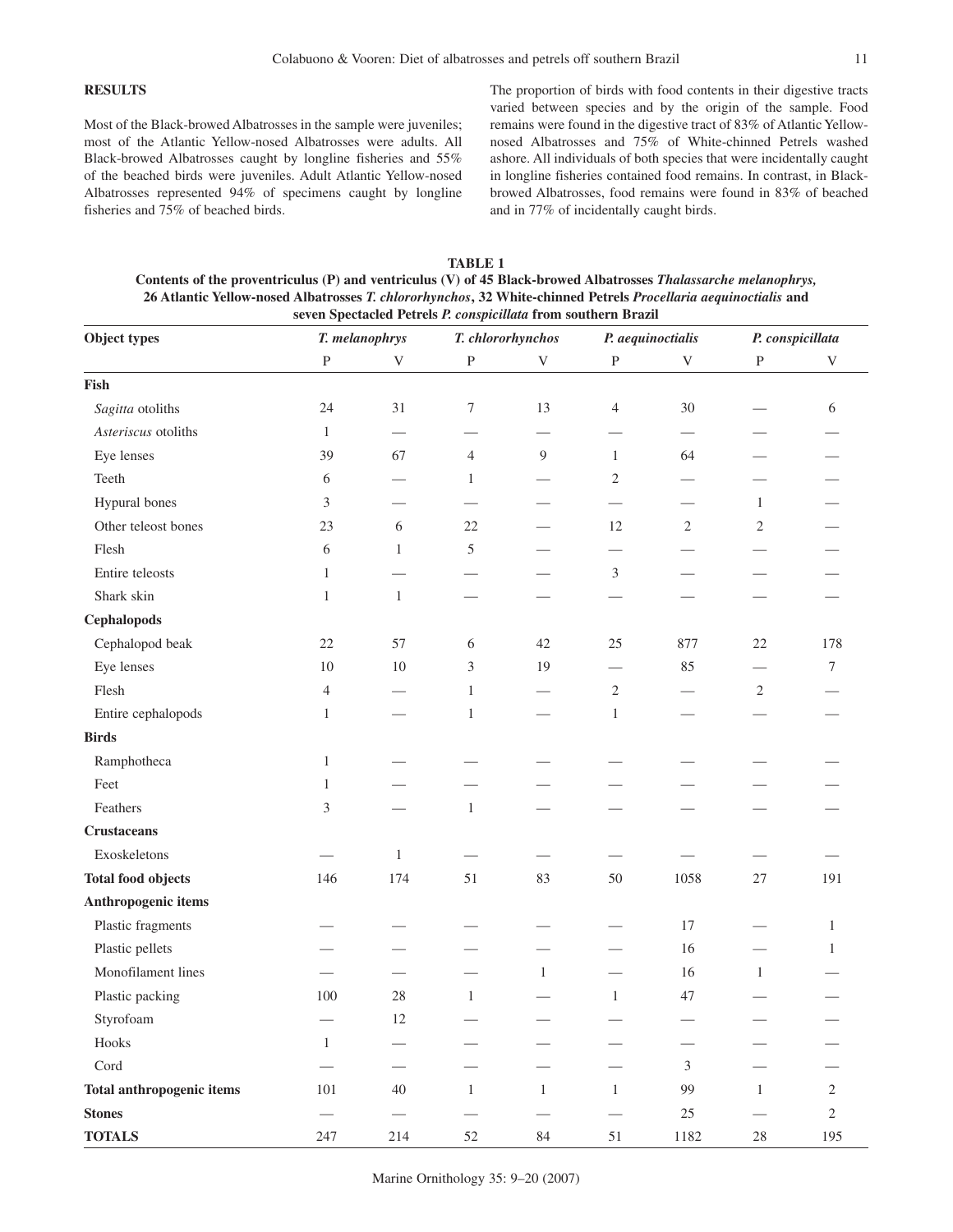## RESULTS

Most of the Black-browed Albatrosses in the sample were juveniles; most of the Atlantic Yellow-nosed Albatrosses were adults. All Black-browed Albatrosses caught by longline fisheries and 55% of the beached birds were juveniles. Adult Atlantic Yellow-nosed Albatrosses represented 94% of specimens caught by longline fisheries and 75% of beached birds.

The proportion of birds with food contents in their digestive tracts varied between species and by the origin of the sample. Food remains were found in the digestive tract of 83% of Atlantic Yellow-nosed Albatrosses and 75% of White-chinned Petrels washed ashore. All individuals of both species that were incidentally caught in longline fisheries contained food remains. In contrast, in Black-browed Albatrosses, food remains were found in 83% of beached and in 77% of incidentally caught birds.

**TABLE 1**

**Contents of the proventriculus (P) and ventriculus (V) of 45 Black-browed Albatrosses *Thalassarche melanophrys*, 26 Atlantic Yellow-nosed Albatrosses *T. chlororhynchos*, 32 White-chinned Petrels *Procellaria aequinoctialis* and seven Spectacled Petrels *P. conspicillata* from southern Brazil**

| Object types | *T. melanophrys* | | *T. chlororhynchos* | | *P. aequinoctialis* | | *P. conspicillata* | |
|---|---|---|---|---|---|---|---|---|
| | P | V | P | V | P | V | P | V |
| **Fish** | | | | | | | | |
| *Sagitta* otoliths | 24 | 31 | 7 | 13 | 4 | 30 | — | 6 |
| *Asteriscus* otoliths | 1 | — | — | — | — | — | — | — |
| Eye lenses | 39 | 67 | 4 | 9 | 1 | 64 | — | — |
| Teeth | 6 | — | 1 | — | 2 | — | — | — |
| Hypural bones | 3 | — | — | — | — | — | 1 | — |
| Other teleost bones | 23 | 6 | 22 | — | 12 | 2 | 2 | — |
| Flesh | 6 | 1 | 5 | — | — | — | — | — |
| Entire teleosts | 1 | — | — | — | 3 | — | — | — |
| Shark skin | 1 | 1 | — | — | — | — | — | — |
| **Cephalopods** | | | | | | | | |
| Cephalopod beak | 22 | 57 | 6 | 42 | 25 | 877 | 22 | 178 |
| Eye lenses | 10 | 10 | 3 | 19 | — | 85 | — | 7 |
| Flesh | 4 | — | 1 | — | 2 | — | 2 | — |
| Entire cephalopods | 1 | — | 1 | — | 1 | — | — | — |
| **Birds** | | | | | | | | |
| Ramphotheca | 1 | — | — | — | — | — | — | — |
| Feet | 1 | — | — | — | — | — | — | — |
| Feathers | 3 | — | 1 | — | — | — | — | — |
| **Crustaceans** | | | | | | | | |
| Exoskeletons | — | 1 | — | — | — | — | — | — |
| **Total food objects** | 146 | 174 | 51 | 83 | 50 | 1058 | 27 | 191 |
| **Anthropogenic items** | | | | | | | | |
| Plastic fragments | — | — | — | — | — | 17 | — | 1 |
| Plastic pellets | — | — | — | — | — | 16 | — | 1 |
| Monofilament lines | — | — | — | 1 | — | 16 | 1 | — |
| Plastic packing | 100 | 28 | 1 | — | 1 | 47 | — | — |
| Styrofoam | — | 12 | — | — | — | — | — | — |
| Hooks | 1 | — | — | — | — | — | — | — |
| Cord | — | — | — | — | — | 3 | — | — |
| **Total anthropogenic items** | 101 | 40 | 1 | 1 | 1 | 99 | 1 | 2 |
| **Stones** | — | — | — | — | — | 25 | — | 2 |
| **TOTALS** | 247 | 214 | 52 | 84 | 51 | 1182 | 28 | 195 |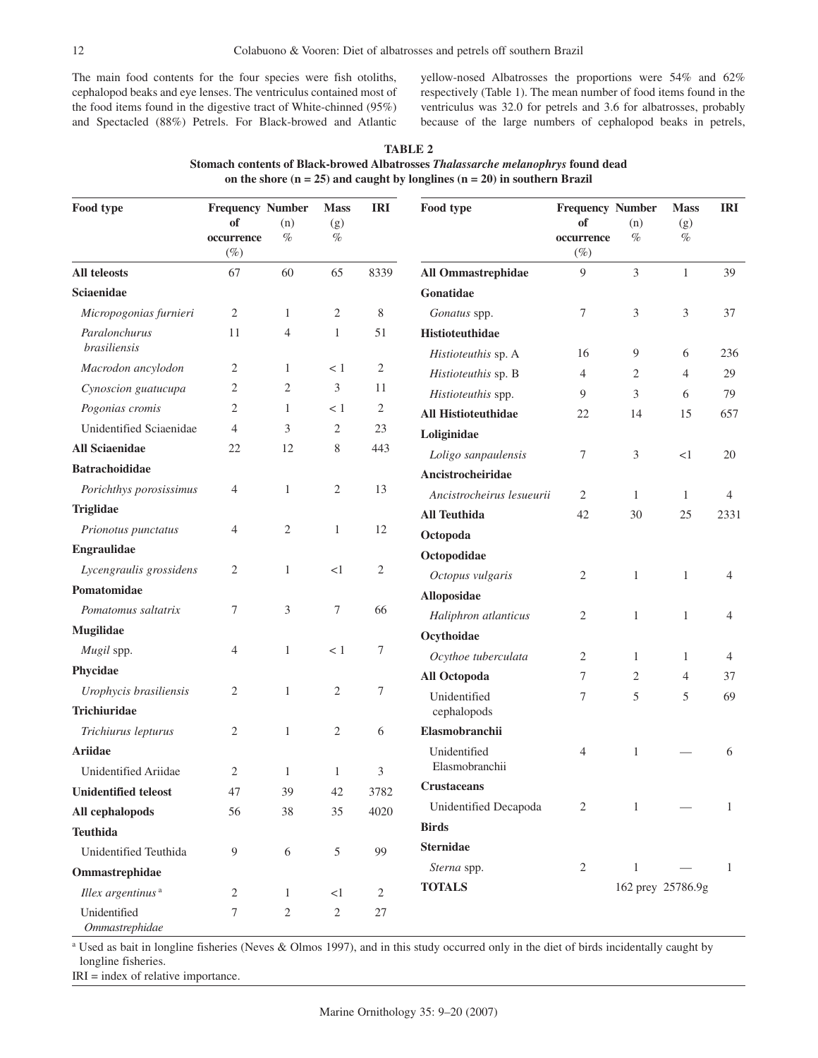The main food contents for the four species were fish otoliths, cephalopod beaks and eye lenses. The ventriculus contained most of the food items found in the digestive tract of White-chinned (95%) and Spectacled (88%) Petrels. For Black-browed and Atlantic yellow-nosed Albatrosses the proportions were 54% and 62% respectively (Table 1). The mean number of food items found in the ventriculus was 32.0 for petrels and 3.6 for albatrosses, probably because of the large numbers of cephalopod beaks in petrels,

**TABLE 2**
**Stomach contents of Black-browed Albatrosses *Thalassarche melanophrys* found dead on the shore (n = 25) and caught by longlines (n = 20) in southern Brazil**

| Food type | Frequency of occurrence (%) | Number (n) % | Mass (g) % | IRI |
|---|---|---|---|---|
| **All teleosts** | 67 | 60 | 65 | 8339 |
| **Sciaenidae** | | | | |
| *Micropogonias furnieri* | 2 | 1 | 2 | 8 |
| *Paralonchurus brasiliensis* | 11 | 4 | 1 | 51 |
| *Macrodon ancylodon* | 2 | 1 | < 1 | 2 |
| *Cynoscion guatucupa* | 2 | 2 | 3 | 11 |
| *Pogonias cromis* | 2 | 1 | < 1 | 2 |
| Unidentified Sciaenidae | 4 | 3 | 2 | 23 |
| **All Sciaenidae** | 22 | 12 | 8 | 443 |
| **Batrachoididae** | | | | |
| *Porichthys porosissimus* | 4 | 1 | 2 | 13 |
| **Triglidae** | | | | |
| *Prionotus punctatus* | 4 | 2 | 1 | 12 |
| **Engraulidae** | | | | |
| *Lycengraulis grossidens* | 2 | 1 | <1 | 2 |
| **Pomatomidae** | | | | |
| *Pomatomus saltatrix* | 7 | 3 | 7 | 66 |
| **Mugilidae** | | | | |
| *Mugil* spp. | 4 | 1 | < 1 | 7 |
| **Phycidae** | | | | |
| *Urophycis brasiliensis* | 2 | 1 | 2 | 7 |
| **Trichiuridae** | | | | |
| *Trichiurus lepturus* | 2 | 1 | 2 | 6 |
| **Ariidae** | | | | |
| Unidentified Ariidae | 2 | 1 | 1 | 3 |
| **Unidentified teleost** | 47 | 39 | 42 | 3782 |
| **All cephalopods** | 56 | 38 | 35 | 4020 |
| **Teuthida** | | | | |
| Unidentified Teuthida | 9 | 6 | 5 | 99 |
| **Ommastrephidae** | | | | |
| *Illex argentinus* [a] | 2 | 1 | <1 | 2 |
| Unidentified Ommastrephidae | 7 | 2 | 2 | 27 |
| **All Ommastrephidae** | 9 | 3 | 1 | 39 |
| **Gonatidae** | | | | |
| *Gonatus* spp. | 7 | 3 | 3 | 37 |
| **Histioteuthidae** | | | | |
| *Histioteuthis* sp. A | 16 | 9 | 6 | 236 |
| *Histioteuthis* sp. B | 4 | 2 | 4 | 29 |
| *Histioteuthis* spp. | 9 | 3 | 6 | 79 |
| **All Histioteuthidae** | 22 | 14 | 15 | 657 |
| **Loliginidae** | | | | |
| *Loligo sanpaulensis* | 7 | 3 | <1 | 20 |
| **Ancistrocheiridae** | | | | |
| *Ancistrocheirus lesueurii* | 2 | 1 | 1 | 4 |
| **All Teuthida** | 42 | 30 | 25 | 2331 |
| **Octopoda** | | | | |
| **Octopodidae** | | | | |
| *Octopus vulgaris* | 2 | 1 | 1 | 4 |
| **Alloposidae** | | | | |
| *Haliphron atlanticus* | 2 | 1 | 1 | 4 |
| **Ocythoidae** | | | | |
| *Ocythoe tuberculata* | 2 | 1 | 1 | 4 |
| **All Octopoda** | 7 | 2 | 4 | 37 |
| Unidentified cephalopods | 7 | 5 | 5 | 69 |
| **Elasmobranchii** | | | | |
| Unidentified Elasmobranchii | 4 | 1 | — | 6 |
| **Crustaceans** | | | | |
| Unidentified Decapoda | 2 | 1 | — | 1 |
| **Birds** | | | | |
| **Sternidae** | | | | |
| *Sterna* spp. | 2 | 1 | — | 1 |
| **TOTALS** | | 162 prey | 25786.9g | |

[a] Used as bait in longline fisheries (Neves & Olmos 1997), and in this study occurred only in the diet of birds incidentally caught by longline fisheries.

IRI = index of relative importance.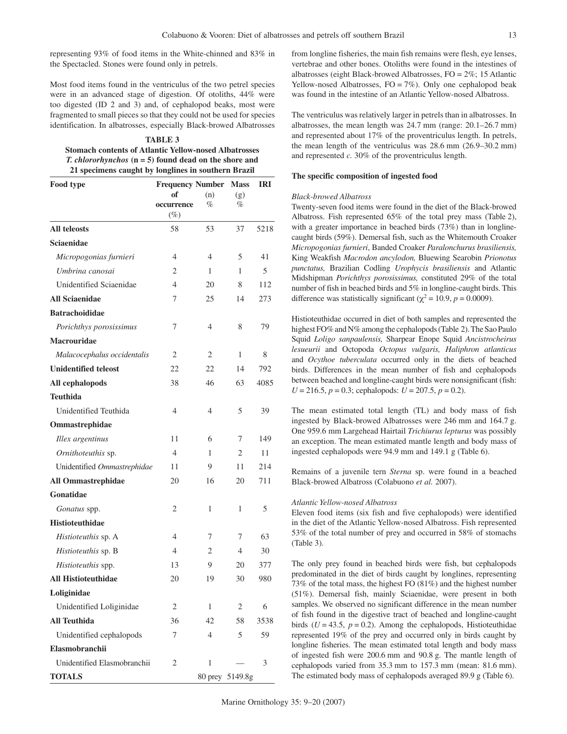representing 93% of food items in the White-chinned and 83% in the Spectacled. Stones were found only in petrels.

Most food items found in the ventriculus of the two petrel species were in an advanced stage of digestion. Of otoliths, 44% were too digested (ID 2 and 3) and, of cephalopod beaks, most were fragmented to small pieces so that they could not be used for species identification. In albatrosses, especially Black-browed Albatrosses from longline fisheries, the main fish remains were flesh, eye lenses, vertebrae and other bones. Otoliths were found in the intestines of albatrosses (eight Black-browed Albatrosses, FO = 2%; 15 Atlantic Yellow-nosed Albatrosses, FO = 7%). Only one cephalopod beak was found in the intestine of an Atlantic Yellow-nosed Albatross.

The ventriculus was relatively larger in petrels than in albatrosses. In albatrosses, the mean length was 24.7 mm (range: 20.1–26.7 mm) and represented about 17% of the proventriculus length. In petrels, the mean length of the ventriculus was 28.6 mm (26.9–30.2 mm) and represented *c.* 30% of the proventriculus length.

**TABLE 3**
**Stomach contents of Atlantic Yellow-nosed Albatrosses *T. chlororhynchos* (n = 5) found dead on the shore and 21 specimens caught by longlines in southern Brazil**

| Food type | Frequency of occurrence (%) | Number (n) % | Mass (g) % | IRI |
|---|---|---|---|---|
| **All teleosts** | 58 | 53 | 37 | 5218 |
| **Sciaenidae** | | | | |
| *Micropogonias furnieri* | 4 | 4 | 5 | 41 |
| *Umbrina canosai* | 2 | 1 | 1 | 5 |
| Unidentified Sciaenidae | 4 | 20 | 8 | 112 |
| **All Sciaenidae** | 7 | 25 | 14 | 273 |
| **Batrachoididae** | | | | |
| *Porichthys porosissimus* | 7 | 4 | 8 | 79 |
| **Macrouridae** | | | | |
| *Malacocephalus occidentalis* | 2 | 2 | 1 | 8 |
| **Unidentified teleost** | 22 | 22 | 14 | 792 |
| **All cephalopods** | 38 | 46 | 63 | 4085 |
| **Teuthida** | | | | |
| Unidentified Teuthida | 4 | 4 | 5 | 39 |
| **Ommastrephidae** | | | | |
| *Illex argentinus* | 11 | 6 | 7 | 149 |
| *Ornithoteuthis* sp. | 4 | 1 | 2 | 11 |
| Unidentified *Ommastrephidae* | 11 | 9 | 11 | 214 |
| **All Ommastrephidae** | 20 | 16 | 20 | 711 |
| **Gonatidae** | | | | |
| *Gonatus* spp. | 2 | 1 | 1 | 5 |
| **Histioteuthidae** | | | | |
| *Histioteuthis* sp. A | 4 | 7 | 7 | 63 |
| *Histioteuthis* sp. B | 4 | 2 | 4 | 30 |
| *Histioteuthis* spp. | 13 | 9 | 20 | 377 |
| **All Histioteuthidae** | 20 | 19 | 30 | 980 |
| **Loliginidae** | | | | |
| Unidentified Loliginidae | 2 | 1 | 2 | 6 |
| **All Teuthida** | 36 | 42 | 58 | 3538 |
| Unidentified cephalopods | 7 | 4 | 5 | 59 |
| **Elasmobranchii** | | | | |
| Unidentified Elasmobranchii | 2 | 1 | — | 3 |
| **TOTALS** | | 80 prey | 5149.8g | |

**The specific composition of ingested food**

*Black-browed Albatross*

Twenty-seven food items were found in the diet of the Black-browed Albatross. Fish represented 65% of the total prey mass (Table 2), with a greater importance in beached birds (73%) than in longline-caught birds (59%). Demersal fish, such as the Whitemouth Croaker *Micropogonias furnieri*, Banded Croaker *Paralonchurus brasiliensis,* King Weakfish *Macrodon ancylodon,* Bluewing Searobin *Prionotus punctatus,* Brazilian Codling *Urophycis brasiliensis* and Atlantic Midshipman *Porichthys porosissimus,* constituted 29% of the total number of fish in beached birds and 5% in longline-caught birds. This difference was statistically significant ($\chi^2 = 10.9$, $p = 0.0009$).

Histioteuthidae occurred in diet of both samples and represented the highest FO% and N% among the cephalopods (Table 2). The Sao Paulo Squid *Loligo sanpaulensis,* Sharpear Enope Squid *Ancistrocheirus lesueurii* and Octopoda *Octopus vulgaris, Haliphron atlanticus* and *Ocythoe tuberculata* occurred only in the diets of beached birds. Differences in the mean number of fish and cephalopods between beached and longline-caught birds were nonsignificant (fish: $U = 216.5$, $p = 0.3$; cephalopods: $U = 207.5$, $p = 0.2$).

The mean estimated total length (TL) and body mass of fish ingested by Black-browed Albatrosses were 246 mm and 164.7 g. One 959.6 mm Largehead Hairtail *Trichiurus lepturus* was possibly an exception. The mean estimated mantle length and body mass of ingested cephalopods were 94.9 mm and 149.1 g (Table 6).

Remains of a juvenile tern *Sterna* sp. were found in a beached Black-browed Albatross (Colabuono *et al.* 2007).

*Atlantic Yellow-nosed Albatross*

Eleven food items (six fish and five cephalopods) were identified in the diet of the Atlantic Yellow-nosed Albatross. Fish represented 53% of the total number of prey and occurred in 58% of stomachs (Table 3).

The only prey found in beached birds were fish, but cephalopods predominated in the diet of birds caught by longlines, representing 73% of the total mass, the highest FO (81%) and the highest number (51%). Demersal fish, mainly Sciaenidae, were present in both samples. We observed no significant difference in the mean number of fish found in the digestive tract of beached and longline-caught birds ($U = 43.5$, $p = 0.2$). Among the cephalopods, Histioteuthidae represented 19% of the prey and occurred only in birds caught by longline fisheries. The mean estimated total length and body mass of ingested fish were 200.6 mm and 90.8 g. The mantle length of cephalopods varied from 35.3 mm to 157.3 mm (mean: 81.6 mm). The estimated body mass of cephalopods averaged 89.9 g (Table 6).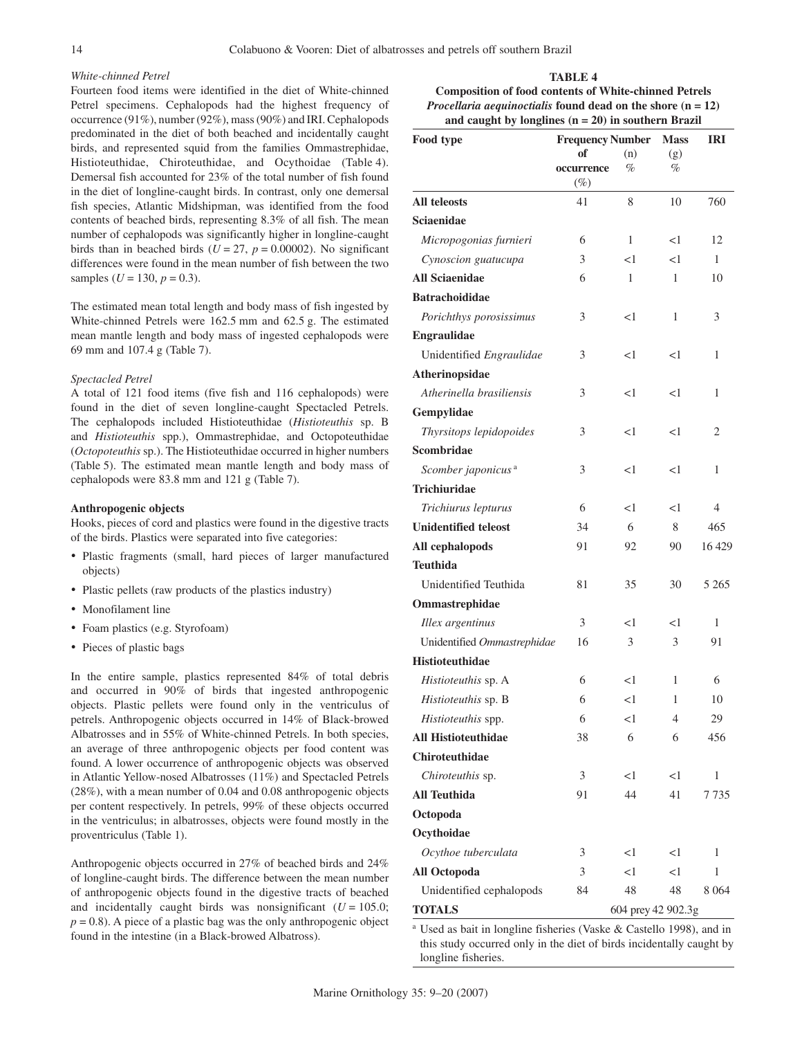*White-chinned Petrel*

Fourteen food items were identified in the diet of White-chinned Petrel specimens. Cephalopods had the highest frequency of occurrence (91%), number (92%), mass (90%) and IRI. Cephalopods predominated in the diet of both beached and incidentally caught birds, and represented squid from the families Ommastrephidae, Histioteuthidae, Chiroteuthidae, and Ocythoidae (Table 4). Demersal fish accounted for 23% of the total number of fish found in the diet of longline-caught birds. In contrast, only one demersal fish species, Atlantic Midshipman, was identified from the food contents of beached birds, representing 8.3% of all fish. The mean number of cephalopods was significantly higher in longline-caught birds than in beached birds ($U = 27$, $p = 0.00002$). No significant differences were found in the mean number of fish between the two samples ($U = 130$, $p = 0.3$).

The estimated mean total length and body mass of fish ingested by White-chinned Petrels were 162.5 mm and 62.5 g. The estimated mean mantle length and body mass of ingested cephalopods were 69 mm and 107.4 g (Table 7).

*Spectacled Petrel*

A total of 121 food items (five fish and 116 cephalopods) were found in the diet of seven longline-caught Spectacled Petrels. The cephalopods included Histioteuthidae (*Histioteuthis* sp. B and *Histioteuthis* spp.), Ommastrephidae, and Octopoteuthidae (*Octopoteuthis* sp.). The Histioteuthidae occurred in higher numbers (Table 5). The estimated mean mantle length and body mass of cephalopods were 83.8 mm and 121 g (Table 7).

**Anthropogenic objects**

Hooks, pieces of cord and plastics were found in the digestive tracts of the birds. Plastics were separated into five categories:

- Plastic fragments (small, hard pieces of larger manufactured objects)
- Plastic pellets (raw products of the plastics industry)
- Monofilament line
- Foam plastics (e.g. Styrofoam)
- Pieces of plastic bags

In the entire sample, plastics represented 84% of total debris and occurred in 90% of birds that ingested anthropogenic objects. Plastic pellets were found only in the ventriculus of petrels. Anthropogenic objects occurred in 14% of Black-browed Albatrosses and in 55% of White-chinned Petrels. In both species, an average of three anthropogenic objects per food content was found. A lower occurrence of anthropogenic objects was observed in Atlantic Yellow-nosed Albatrosses (11%) and Spectacled Petrels (28%), with a mean number of 0.04 and 0.08 anthropogenic objects per content respectively. In petrels, 99% of these objects occurred in the ventriculus; in albatrosses, objects were found mostly in the proventriculus (Table 1).

Anthropogenic objects occurred in 27% of beached birds and 24% of longline-caught birds. The difference between the mean number of anthropogenic objects found in the digestive tracts of beached and incidentally caught birds was nonsignificant ($U = 105.0$; $p = 0.8$). A piece of a plastic bag was the only anthropogenic object found in the intestine (in a Black-browed Albatross).

**TABLE 4**
**Composition of food contents of White-chinned Petrels *Procellaria aequinoctialis* found dead on the shore (n = 12) and caught by longlines (n = 20) in southern Brazil**

| Food type | Frequency of occurrence (%) | Number (n) % | Mass (g) % | IRI |
|---|---|---|---|---|
| **All teleosts** | 41 | 8 | 10 | 760 |
| **Sciaenidae** | | | | |
| *Micropogonias furnieri* | 6 | 1 | <1 | 12 |
| *Cynoscion guatucupa* | 3 | <1 | <1 | 1 |
| **All Sciaenidae** | 6 | 1 | 1 | 10 |
| **Batrachoididae** | | | | |
| *Porichthys porosissimus* | 3 | <1 | 1 | 3 |
| **Engraulidae** | | | | |
| Unidentified *Engraulidae* | 3 | <1 | <1 | 1 |
| **Atherinopsidae** | | | | |
| *Atherinella brasiliensis* | 3 | <1 | <1 | 1 |
| **Gempylidae** | | | | |
| *Thyrsitops lepidopoides* | 3 | <1 | <1 | 2 |
| **Scombridae** | | | | |
| *Scomber japonicus* [a] | 3 | <1 | <1 | 1 |
| **Trichiuridae** | | | | |
| *Trichiurus lepturus* | 6 | <1 | <1 | 4 |
| **Unidentified teleost** | 34 | 6 | 8 | 465 |
| **All cephalopods** | 91 | 92 | 90 | 16 429 |
| **Teuthida** | | | | |
| Unidentified Teuthida | 81 | 35 | 30 | 5 265 |
| **Ommastrephidae** | | | | |
| *Illex argentinus* | 3 | <1 | <1 | 1 |
| Unidentified *Ommastrephidae* | 16 | 3 | 3 | 91 |
| **Histioteuthidae** | | | | |
| *Histioteuthis* sp. A | 6 | <1 | 1 | 6 |
| *Histioteuthis* sp. B | 6 | <1 | 1 | 10 |
| *Histioteuthis* spp. | 6 | <1 | 4 | 29 |
| **All Histioteuthidae** | 38 | 6 | 6 | 456 |
| **Chiroteuthidae** | | | | |
| *Chiroteuthis* sp. | 3 | <1 | <1 | 1 |
| **All Teuthida** | 91 | 44 | 41 | 7 735 |
| **Octopoda** | | | | |
| **Ocythoidae** | | | | |
| *Ocythoe tuberculata* | 3 | <1 | <1 | 1 |
| **All Octopoda** | 3 | <1 | <1 | 1 |
| Unidentified cephalopods | 84 | 48 | 48 | 8 064 |
| **TOTALS** | | 604 prey | 42 902.3g | |

[a] Used as bait in longline fisheries (Vaske & Castello 1998), and in this study occurred only in the diet of birds incidentally caught by longline fisheries.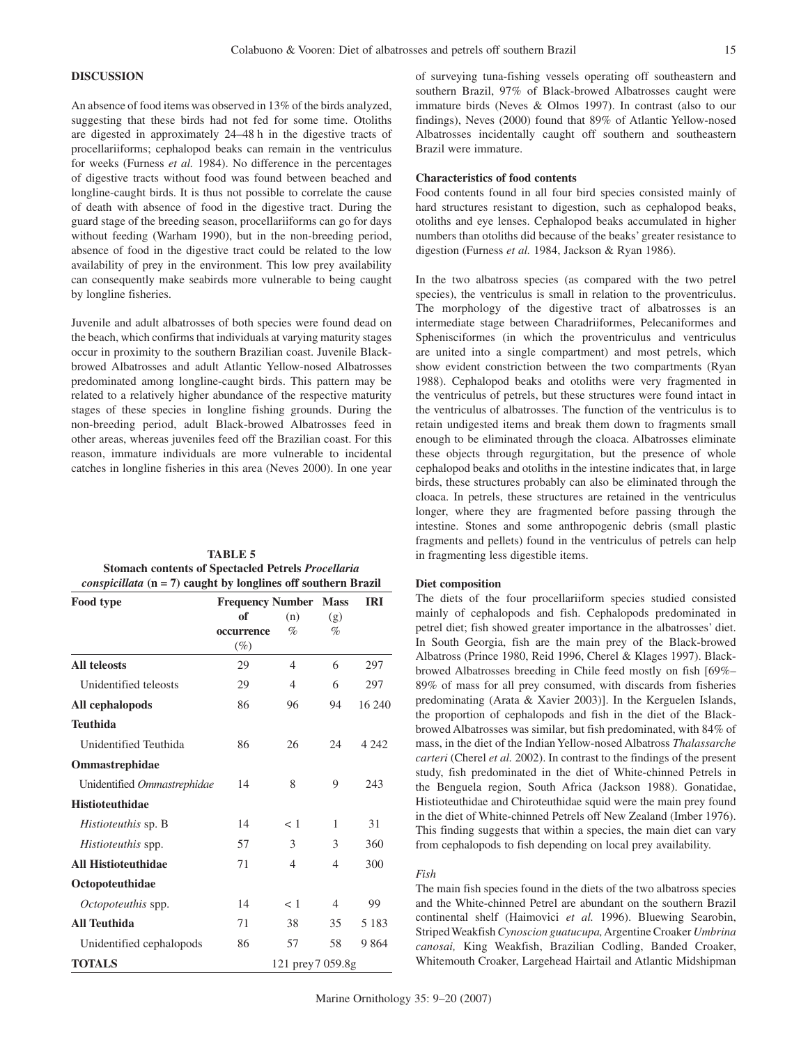## DISCUSSION

An absence of food items was observed in 13% of the birds analyzed, suggesting that these birds had not fed for some time. Otoliths are digested in approximately 24–48 h in the digestive tracts of procellariiforms; cephalopod beaks can remain in the ventriculus for weeks (Furness *et al.* 1984). No difference in the percentages of digestive tracts without food was found between beached and longline-caught birds. It is thus not possible to correlate the cause of death with absence of food in the digestive tract. During the guard stage of the breeding season, procellariiforms can go for days without feeding (Warham 1990), but in the non-breeding period, absence of food in the digestive tract could be related to the low availability of prey in the environment. This low prey availability can consequently make seabirds more vulnerable to being caught by longline fisheries.

Juvenile and adult albatrosses of both species were found dead on the beach, which confirms that individuals at varying maturity stages occur in proximity to the southern Brazilian coast. Juvenile Black-browed Albatrosses and adult Atlantic Yellow-nosed Albatrosses predominated among longline-caught birds. This pattern may be related to a relatively higher abundance of the respective maturity stages of these species in longline fishing grounds. During the non-breeding period, adult Black-browed Albatrosses feed in other areas, whereas juveniles feed off the Brazilian coast. For this reason, immature individuals are more vulnerable to incidental catches in longline fisheries in this area (Neves 2000). In one year of surveying tuna-fishing vessels operating off southeastern and southern Brazil, 97% of Black-browed Albatrosses caught were immature birds (Neves & Olmos 1997). In contrast (also to our findings), Neves (2000) found that 89% of Atlantic Yellow-nosed Albatrosses incidentally caught off southern and southeastern Brazil were immature.

**TABLE 5**
**Stomach contents of Spectacled Petrels *Procellaria conspicillata* (n = 7) caught by longlines off southern Brazil**

| Food type | Frequency of occurrence (%) | Number (n) % | Mass (g) % | IRI |
|---|---|---|---|---|
| **All teleosts** | 29 | 4 | 6 | 297 |
| Unidentified teleosts | 29 | 4 | 6 | 297 |
| **All cephalopods** | 86 | 96 | 94 | 16 240 |
| **Teuthida** | | | | |
| Unidentified Teuthida | 86 | 26 | 24 | 4 242 |
| **Ommastrephidae** | | | | |
| Unidentified *Ommastrephidae* | 14 | 8 | 9 | 243 |
| **Histioteuthidae** | | | | |
| *Histioteuthis* sp. B | 14 | < 1 | 1 | 31 |
| *Histioteuthis* spp. | 57 | 3 | 3 | 360 |
| **All Histioteuthidae** | 71 | 4 | 4 | 300 |
| **Octopoteuthidae** | | | | |
| *Octopoteuthis* spp. | 14 | < 1 | 4 | 99 |
| **All Teuthida** | 71 | 38 | 35 | 5 183 |
| Unidentified cephalopods | 86 | 57 | 58 | 9 864 |
| **TOTALS** | | 121 prey | 7 059.8g | |

### Characteristics of food contents

Food contents found in all four bird species consisted mainly of hard structures resistant to digestion, such as cephalopod beaks, otoliths and eye lenses. Cephalopod beaks accumulated in higher numbers than otoliths did because of the beaks' greater resistance to digestion (Furness *et al.* 1984, Jackson & Ryan 1986).

In the two albatross species (as compared with the two petrel species), the ventriculus is small in relation to the proventriculus. The morphology of the digestive tract of albatrosses is an intermediate stage between Charadriiformes, Pelecaniformes and Sphenisciformes (in which the proventriculus and ventriculus are united into a single compartment) and most petrels, which show evident constriction between the two compartments (Ryan 1988). Cephalopod beaks and otoliths were very fragmented in the ventriculus of petrels, but these structures were found intact in the ventriculus of albatrosses. The function of the ventriculus is to retain undigested items and break them down to fragments small enough to be eliminated through the cloaca. Albatrosses eliminate these objects through regurgitation, but the presence of whole cephalopod beaks and otoliths in the intestine indicates that, in large birds, these structures probably can also be eliminated through the cloaca. In petrels, these structures are retained in the ventriculus longer, where they are fragmented before passing through the intestine. Stones and some anthropogenic debris (small plastic fragments and pellets) found in the ventriculus of petrels can help in fragmenting less digestible items.

### Diet composition

The diets of the four procellariiform species studied consisted mainly of cephalopods and fish. Cephalopods predominated in petrel diet; fish showed greater importance in the albatrosses' diet. In South Georgia, fish are the main prey of the Black-browed Albatross (Prince 1980, Reid 1996, Cherel & Klages 1997). Black-browed Albatrosses breeding in Chile feed mostly on fish [69%–89% of mass for all prey consumed, with discards from fisheries predominating (Arata & Xavier 2003)]. In the Kerguelen Islands, the proportion of cephalopods and fish in the diet of the Black-browed Albatrosses was similar, but fish predominated, with 84% of mass, in the diet of the Indian Yellow-nosed Albatross *Thalassarche carteri* (Cherel *et al.* 2002). In contrast to the findings of the present study, fish predominated in the diet of White-chinned Petrels in the Benguela region, South Africa (Jackson 1988). Gonatidae, Histioteuthidae and Chiroteuthidae squid were the main prey found in the diet of White-chinned Petrels off New Zealand (Imber 1976). This finding suggests that within a species, the main diet can vary from cephalopods to fish depending on local prey availability.

#### *Fish*

The main fish species found in the diets of the two albatross species and the White-chinned Petrel are abundant on the southern Brazil continental shelf (Haimovici *et al.* 1996). Bluewing Searobin, Striped Weakfish *Cynoscion guatucupa,* Argentine Croaker *Umbrina canosai,* King Weakfish, Brazilian Codling, Banded Croaker, Whitemouth Croaker, Largehead Hairtail and Atlantic Midshipman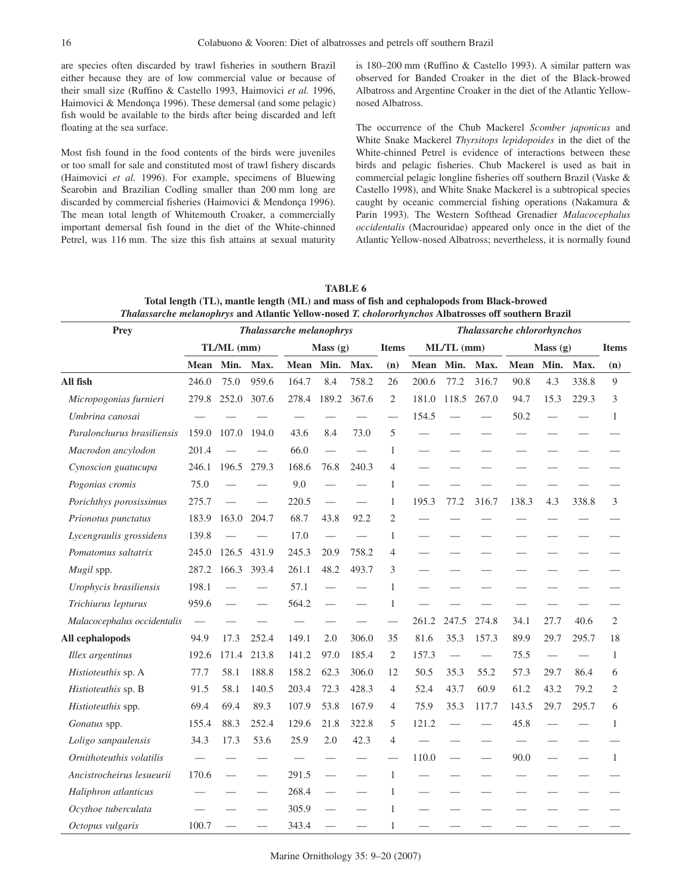are species often discarded by trawl fisheries in southern Brazil either because they are of low commercial value or because of their small size (Ruffino & Castello 1993, Haimovici *et al.* 1996, Haimovici & Mendonça 1996). These demersal (and some pelagic) fish would be available to the birds after being discarded and left floating at the sea surface.

Most fish found in the food contents of the birds were juveniles or too small for sale and constituted most of trawl fishery discards (Haimovici *et al.* 1996). For example, specimens of Bluewing Searobin and Brazilian Codling smaller than 200 mm long are discarded by commercial fisheries (Haimovici & Mendonça 1996). The mean total length of Whitemouth Croaker, a commercially important demersal fish found in the diet of the White-chinned Petrel, was 116 mm. The size this fish attains at sexual maturity is 180–200 mm (Ruffino & Castello 1993). A similar pattern was observed for Banded Croaker in the diet of the Black-browed Albatross and Argentine Croaker in the diet of the Atlantic Yellow-nosed Albatross.

The occurrence of the Chub Mackerel *Scomber japonicus* and White Snake Mackerel *Thyrsitops lepidopoides* in the diet of the White-chinned Petrel is evidence of interactions between these birds and pelagic fisheries. Chub Mackerel is used as bait in commercial pelagic longline fisheries off southern Brazil (Vaske & Castello 1998), and White Snake Mackerel is a subtropical species caught by oceanic commercial fishing operations (Nakamura & Parin 1993). The Western Softhead Grenadier *Malacocephalus occidentalis* (Macrouridae) appeared only once in the diet of the Atlantic Yellow-nosed Albatross; nevertheless, it is normally found

**TABLE 6**
**Total length (TL), mantle length (ML) and mass of fish and cephalopods from Black-browed *Thalassarche melanophrys* and Atlantic Yellow-nosed *T. chlororhynchos* Albatrosses off southern Brazil**

| Prey | *Thalassarche melanophrys* | | | | | | | *Thalassarche chlororhynchos* | | | | | | |
|---|---|---|---|---|---|---|---|---|---|---|---|---|---|---|
| | TL/ML (mm) | | | Mass (g) | | | Items | ML/TL (mm) | | | Mass (g) | | | Items |
| | Mean | Min. | Max. | Mean | Min. | Max. | (n) | Mean | Min. | Max. | Mean | Min. | Max. | (n) |
| **All fish** | 246.0 | 75.0 | 959.6 | 164.7 | 8.4 | 758.2 | 26 | 200.6 | 77.2 | 316.7 | 90.8 | 4.3 | 338.8 | 9 |
| *Micropogonias furnieri* | 279.8 | 252.0 | 307.6 | 278.4 | 189.2 | 367.6 | 2 | 181.0 | 118.5 | 267.0 | 94.7 | 15.3 | 229.3 | 3 |
| *Umbrina canosai* | — | — | — | — | — | — | — | 154.5 | — | — | 50.2 | — | — | 1 |
| *Paralonchurus brasiliensis* | 159.0 | 107.0 | 194.0 | 43.6 | 8.4 | 73.0 | 5 | — | — | — | — | — | — | — |
| *Macrodon ancylodon* | 201.4 | — | — | 66.0 | — | — | 1 | — | — | — | — | — | — | — |
| *Cynoscion guatucupa* | 246.1 | 196.5 | 279.3 | 168.6 | 76.8 | 240.3 | 4 | — | — | — | — | — | — | — |
| *Pogonias cromis* | 75.0 | — | — | 9.0 | — | — | 1 | — | — | — | — | — | — | — |
| *Porichthys porosissimus* | 275.7 | — | — | 220.5 | — | — | 1 | 195.3 | 77.2 | 316.7 | 138.3 | 4.3 | 338.8 | 3 |
| *Prionotus punctatus* | 183.9 | 163.0 | 204.7 | 68.7 | 43.8 | 92.2 | 2 | — | — | — | — | — | — | — |
| *Lycengraulis grossidens* | 139.8 | — | — | 17.0 | — | — | 1 | — | — | — | — | — | — | — |
| *Pomatomus saltatrix* | 245.0 | 126.5 | 431.9 | 245.3 | 20.9 | 758.2 | 4 | — | — | — | — | — | — | — |
| *Mugil* spp. | 287.2 | 166.3 | 393.4 | 261.1 | 48.2 | 493.7 | 3 | — | — | — | — | — | — | — |
| *Urophycis brasiliensis* | 198.1 | — | — | 57.1 | — | — | 1 | — | — | — | — | — | — | — |
| *Trichiurus lepturus* | 959.6 | — | — | 564.2 | — | — | 1 | — | — | — | — | — | — | — |
| *Malacocephalus occidentalis* | — | — | — | — | — | — | — | 261.2 | 247.5 | 274.8 | 34.1 | 27.7 | 40.6 | 2 |
| **All cephalopods** | 94.9 | 17.3 | 252.4 | 149.1 | 2.0 | 306.0 | 35 | 81.6 | 35.3 | 157.3 | 89.9 | 29.7 | 295.7 | 18 |
| *Illex argentinus* | 192.6 | 171.4 | 213.8 | 141.2 | 97.0 | 185.4 | 2 | 157.3 | — | — | 75.5 | — | — | 1 |
| *Histioteuthis* sp. A | 77.7 | 58.1 | 188.8 | 158.2 | 62.3 | 306.0 | 12 | 50.5 | 35.3 | 55.2 | 57.3 | 29.7 | 86.4 | 6 |
| *Histioteuthis* sp. B | 91.5 | 58.1 | 140.5 | 203.4 | 72.3 | 428.3 | 4 | 52.4 | 43.7 | 60.9 | 61.2 | 43.2 | 79.2 | 2 |
| *Histioteuthis* spp. | 69.4 | 69.4 | 89.3 | 107.9 | 53.8 | 167.9 | 4 | 75.9 | 35.3 | 117.7 | 143.5 | 29.7 | 295.7 | 6 |
| *Gonatus* spp. | 155.4 | 88.3 | 252.4 | 129.6 | 21.8 | 322.8 | 5 | 121.2 | — | — | 45.8 | — | — | 1 |
| *Loligo sanpaulensis* | 34.3 | 17.3 | 53.6 | 25.9 | 2.0 | 42.3 | 4 | — | — | — | — | — | — | — |
| *Ornithoteuthis volatilis* | — | — | — | — | — | — | — | 110.0 | — | — | 90.0 | — | — | 1 |
| *Ancistrocheirus lesueurii* | 170.6 | — | — | 291.5 | — | — | 1 | — | — | — | — | — | — | — |
| *Haliphron atlanticus* | — | — | — | 268.4 | — | — | 1 | — | — | — | — | — | — | — |
| *Ocythoe tuberculata* | — | — | — | 305.9 | — | — | 1 | — | — | — | — | — | — | — |
| *Octopus vulgaris* | 100.7 | — | — | 343.4 | — | — | 1 | — | — | — | — | — | — | — |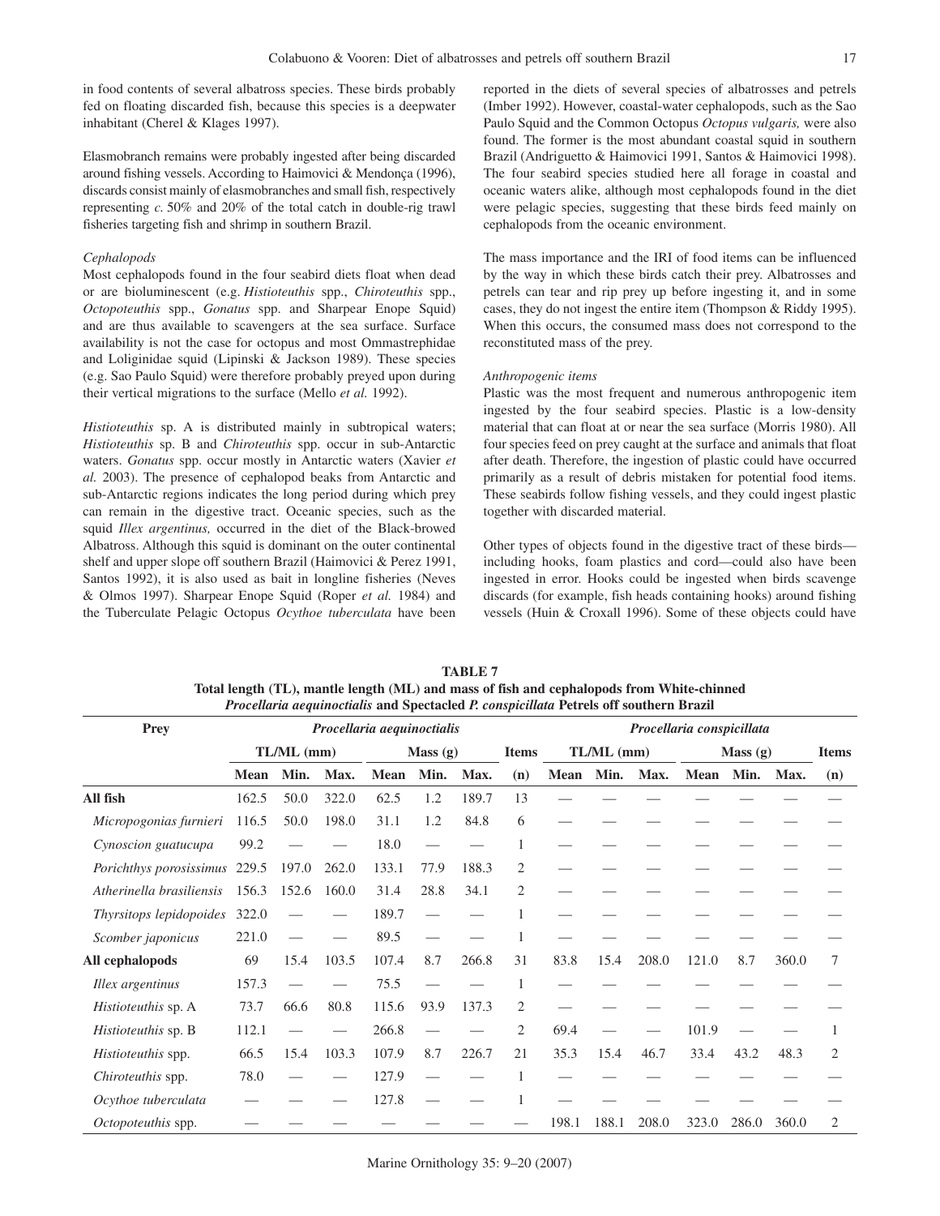in food contents of several albatross species. These birds probably fed on floating discarded fish, because this species is a deepwater inhabitant (Cherel & Klages 1997).

Elasmobranch remains were probably ingested after being discarded around fishing vessels. According to Haimovici & Mendonça (1996), discards consist mainly of elasmobranches and small fish, respectively representing *c.* 50% and 20% of the total catch in double-rig trawl fisheries targeting fish and shrimp in southern Brazil.

*Cephalopods*

Most cephalopods found in the four seabird diets float when dead or are bioluminescent (e.g. *Histioteuthis* spp., *Chiroteuthis* spp., *Octopoteuthis* spp., *Gonatus* spp. and Sharpear Enope Squid) and are thus available to scavengers at the sea surface. Surface availability is not the case for octopus and most Ommastrephidae and Loliginidae squid (Lipinski & Jackson 1989). These species (e.g. Sao Paulo Squid) were therefore probably preyed upon during their vertical migrations to the surface (Mello *et al.* 1992).

*Histioteuthis* sp. A is distributed mainly in subtropical waters; *Histioteuthis* sp. B and *Chiroteuthis* spp. occur in sub-Antarctic waters. *Gonatus* spp. occur mostly in Antarctic waters (Xavier *et al.* 2003). The presence of cephalopod beaks from Antarctic and sub-Antarctic regions indicates the long period during which prey can remain in the digestive tract. Oceanic species, such as the squid *Illex argentinus,* occurred in the diet of the Black-browed Albatross. Although this squid is dominant on the outer continental shelf and upper slope off southern Brazil (Haimovici & Perez 1991, Santos 1992), it is also used as bait in longline fisheries (Neves & Olmos 1997). Sharpear Enope Squid (Roper *et al.* 1984) and the Tuberculate Pelagic Octopus *Ocythoe tuberculata* have been reported in the diets of several species of albatrosses and petrels (Imber 1992). However, coastal-water cephalopods, such as the Sao Paulo Squid and the Common Octopus *Octopus vulgaris,* were also found. The former is the most abundant coastal squid in southern Brazil (Andriguetto & Haimovici 1991, Santos & Haimovici 1998). The four seabird species studied here all forage in coastal and oceanic waters alike, although most cephalopods found in the diet were pelagic species, suggesting that these birds feed mainly on cephalopods from the oceanic environment.

The mass importance and the IRI of food items can be influenced by the way in which these birds catch their prey. Albatrosses and petrels can tear and rip prey up before ingesting it, and in some cases, they do not ingest the entire item (Thompson & Riddy 1995). When this occurs, the consumed mass does not correspond to the reconstituted mass of the prey.

*Anthropogenic items*

Plastic was the most frequent and numerous anthropogenic item ingested by the four seabird species. Plastic is a low-density material that can float at or near the sea surface (Morris 1980). All four species feed on prey caught at the surface and animals that float after death. Therefore, the ingestion of plastic could have occurred primarily as a result of debris mistaken for potential food items. These seabirds follow fishing vessels, and they could ingest plastic together with discarded material.

Other types of objects found in the digestive tract of these birds—including hooks, foam plastics and cord—could also have been ingested in error. Hooks could be ingested when birds scavenge discards (for example, fish heads containing hooks) around fishing vessels (Huin & Croxall 1996). Some of these objects could have

**TABLE 7**
**Total length (TL), mantle length (ML) and mass of fish and cephalopods from White-chinned *Procellaria aequinoctialis* and Spectacled *P. conspicillata* Petrels off southern Brazil**

| Prey | *Procellaria aequinoctialis* | | | | | | | *Procellaria conspicillata* | | | | | | |
|---|---|---|---|---|---|---|---|---|---|---|---|---|---|---|
| | TL/ML (mm) | | | Mass (g) | | | Items | TL/ML (mm) | | | Mass (g) | | | Items |
| | Mean | Min. | Max. | Mean | Min. | Max. | (n) | Mean | Min. | Max. | Mean | Min. | Max. | (n) |
| **All fish** | 162.5 | 50.0 | 322.0 | 62.5 | 1.2 | 189.7 | 13 | — | — | — | — | — | — | — |
| *Micropogonias furnieri* | 116.5 | 50.0 | 198.0 | 31.1 | 1.2 | 84.8 | 6 | — | — | — | — | — | — | — |
| *Cynoscion guatucupa* | 99.2 | — | — | 18.0 | — | — | 1 | — | — | — | — | — | — | — |
| *Porichthys porosissimus* | 229.5 | 197.0 | 262.0 | 133.1 | 77.9 | 188.3 | 2 | — | — | — | — | — | — | — |
| *Atherinella brasiliensis* | 156.3 | 152.6 | 160.0 | 31.4 | 28.8 | 34.1 | 2 | — | — | — | — | — | — | — |
| *Thyrsitops lepidopoides* | 322.0 | — | — | 189.7 | — | — | 1 | — | — | — | — | — | — | — |
| *Scomber japonicus* | 221.0 | — | — | 89.5 | — | — | 1 | — | — | — | — | — | — | — |
| **All cephalopods** | 69 | 15.4 | 103.5 | 107.4 | 8.7 | 266.8 | 31 | 83.8 | 15.4 | 208.0 | 121.0 | 8.7 | 360.0 | 7 |
| *Illex argentinus* | 157.3 | — | — | 75.5 | — | — | 1 | — | — | — | — | — | — | — |
| *Histioteuthis* sp. A | 73.7 | 66.6 | 80.8 | 115.6 | 93.9 | 137.3 | 2 | — | — | — | — | — | — | — |
| *Histioteuthis* sp. B | 112.1 | — | — | 266.8 | — | — | 2 | 69.4 | — | — | 101.9 | — | — | 1 |
| *Histioteuthis* spp. | 66.5 | 15.4 | 103.3 | 107.9 | 8.7 | 226.7 | 21 | 35.3 | 15.4 | 46.7 | 33.4 | 43.2 | 48.3 | 2 |
| *Chiroteuthis* spp. | 78.0 | — | — | 127.9 | — | — | 1 | — | — | — | — | — | — | — |
| *Ocythoe tuberculata* | — | — | — | 127.8 | — | — | 1 | — | — | — | — | — | — | — |
| *Octopoteuthis* spp. | — | — | — | — | — | — | — | 198.1 | 188.1 | 208.0 | 323.0 | 286.0 | 360.0 | 2 |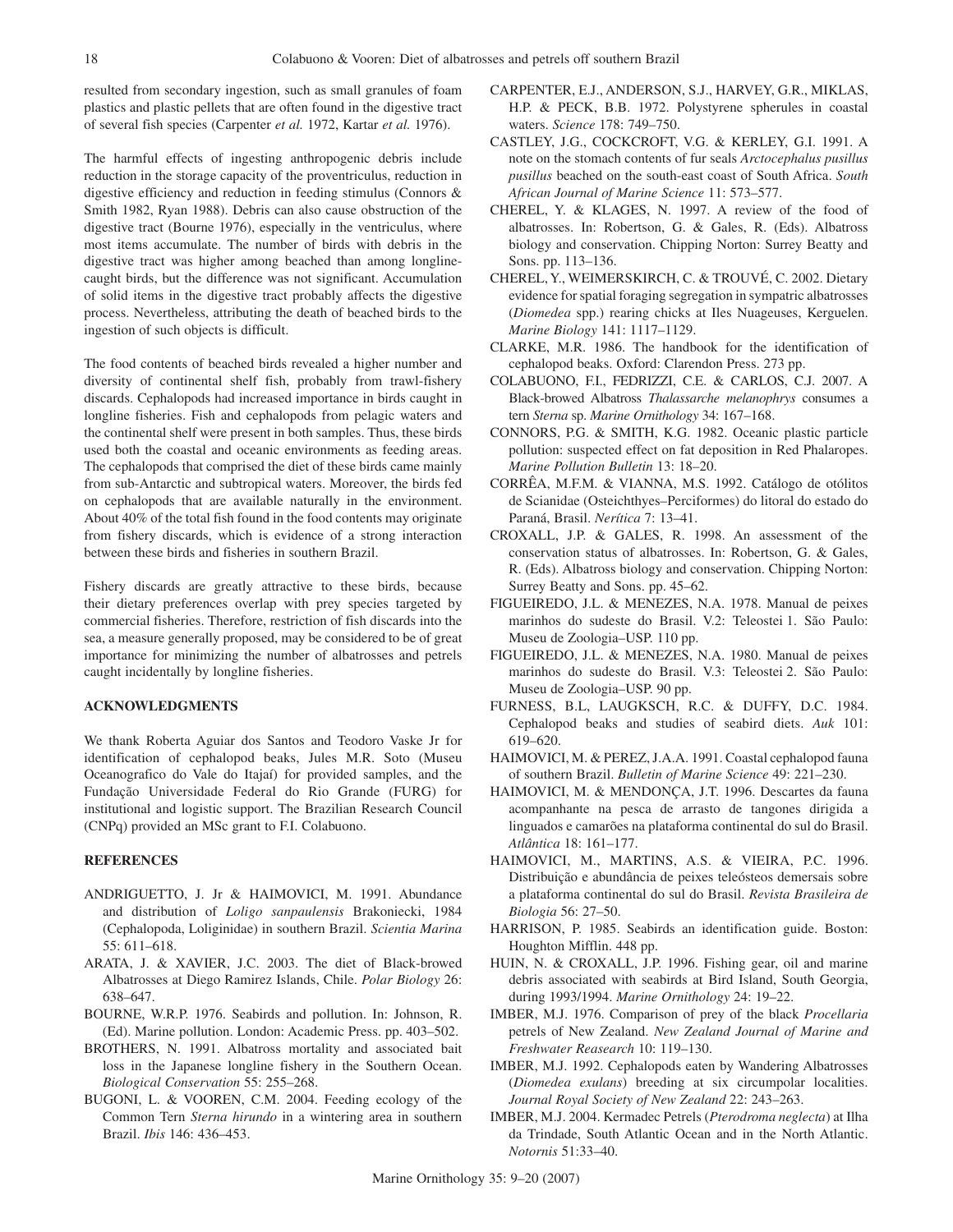resulted from secondary ingestion, such as small granules of foam plastics and plastic pellets that are often found in the digestive tract of several fish species (Carpenter *et al.* 1972, Kartar *et al.* 1976).

The harmful effects of ingesting anthropogenic debris include reduction in the storage capacity of the proventriculus, reduction in digestive efficiency and reduction in feeding stimulus (Connors & Smith 1982, Ryan 1988). Debris can also cause obstruction of the digestive tract (Bourne 1976), especially in the ventriculus, where most items accumulate. The number of birds with debris in the digestive tract was higher among beached than among longline-caught birds, but the difference was not significant. Accumulation of solid items in the digestive tract probably affects the digestive process. Nevertheless, attributing the death of beached birds to the ingestion of such objects is difficult.

The food contents of beached birds revealed a higher number and diversity of continental shelf fish, probably from trawl-fishery discards. Cephalopods had increased importance in birds caught in longline fisheries. Fish and cephalopods from pelagic waters and the continental shelf were present in both samples. Thus, these birds used both the coastal and oceanic environments as feeding areas. The cephalopods that comprised the diet of these birds came mainly from sub-Antarctic and subtropical waters. Moreover, the birds fed on cephalopods that are available naturally in the environment. About 40% of the total fish found in the food contents may originate from fishery discards, which is evidence of a strong interaction between these birds and fisheries in southern Brazil.

Fishery discards are greatly attractive to these birds, because their dietary preferences overlap with prey species targeted by commercial fisheries. Therefore, restriction of fish discards into the sea, a measure generally proposed, may be considered to be of great importance for minimizing the number of albatrosses and petrels caught incidentally by longline fisheries.

## ACKNOWLEDGMENTS

We thank Roberta Aguiar dos Santos and Teodoro Vaske Jr for identification of cephalopod beaks, Jules M.R. Soto (Museu Oceanografico do Vale do Itajaí) for provided samples, and the Fundação Universidade Federal do Rio Grande (FURG) for institutional and logistic support. The Brazilian Research Council (CNPq) provided an MSc grant to F.I. Colabuono.

## REFERENCES

ANDRIGUETTO, J. Jr & HAIMOVICI, M. 1991. Abundance and distribution of *Loligo sanpaulensis* Brakoniecki, 1984 (Cephalopoda, Loliginidae) in southern Brazil. *Scientia Marina* 55: 611–618.

ARATA, J. & XAVIER, J.C. 2003. The diet of Black-browed Albatrosses at Diego Ramirez Islands, Chile. *Polar Biology* 26: 638–647.

BOURNE, W.R.P. 1976. Seabirds and pollution. In: Johnson, R. (Ed). Marine pollution. London: Academic Press. pp. 403–502.

BROTHERS, N. 1991. Albatross mortality and associated bait loss in the Japanese longline fishery in the Southern Ocean. *Biological Conservation* 55: 255–268.

BUGONI, L. & VOOREN, C.M. 2004. Feeding ecology of the Common Tern *Sterna hirundo* in a wintering area in southern Brazil. *Ibis* 146: 436–453.

CARPENTER, E.J., ANDERSON, S.J., HARVEY, G.R., MIKLAS, H.P. & PECK, B.B. 1972. Polystyrene spherules in coastal waters. *Science* 178: 749–750.

CASTLEY, J.G., COCKCROFT, V.G. & KERLEY, G.I. 1991. A note on the stomach contents of fur seals *Arctocephalus pusillus pusillus* beached on the south-east coast of South Africa. *South African Journal of Marine Science* 11: 573–577.

CHEREL, Y. & KLAGES, N. 1997. A review of the food of albatrosses. In: Robertson, G. & Gales, R. (Eds). Albatross biology and conservation. Chipping Norton: Surrey Beatty and Sons. pp. 113–136.

CHEREL, Y., WEIMERSKIRCH, C. & TROUVÉ, C. 2002. Dietary evidence for spatial foraging segregation in sympatric albatrosses (*Diomedea* spp.) rearing chicks at Iles Nuageuses, Kerguelen. *Marine Biology* 141: 1117–1129.

CLARKE, M.R. 1986. The handbook for the identification of cephalopod beaks. Oxford: Clarendon Press. 273 pp.

COLABUONO, F.I., FEDRIZZI, C.E. & CARLOS, C.J. 2007. A Black-browed Albatross *Thalassarche melanophrys* consumes a tern *Sterna* sp. *Marine Ornithology* 34: 167–168.

CONNORS, P.G. & SMITH, K.G. 1982. Oceanic plastic particle pollution: suspected effect on fat deposition in Red Phalaropes. *Marine Pollution Bulletin* 13: 18–20.

CORRÊA, M.F.M. & VIANNA, M.S. 1992. Catálogo de otólitos de Scianidae (Osteichthyes–Perciformes) do litoral do estado do Paraná, Brasil. *Nerítica* 7: 13–41.

CROXALL, J.P. & GALES, R. 1998. An assessment of the conservation status of albatrosses. In: Robertson, G. & Gales, R. (Eds). Albatross biology and conservation. Chipping Norton: Surrey Beatty and Sons. pp. 45–62.

FIGUEIREDO, J.L. & MENEZES, N.A. 1978. Manual de peixes marinhos do sudeste do Brasil. V.2: Teleostei 1. São Paulo: Museu de Zoologia–USP. 110 pp.

FIGUEIREDO, J.L. & MENEZES, N.A. 1980. Manual de peixes marinhos do sudeste do Brasil. V.3: Teleostei 2. São Paulo: Museu de Zoologia–USP. 90 pp.

FURNESS, B.L, LAUGKSCH, R.C. & DUFFY, D.C. 1984. Cephalopod beaks and studies of seabird diets. *Auk* 101: 619–620.

HAIMOVICI, M. & PEREZ, J.A.A. 1991. Coastal cephalopod fauna of southern Brazil. *Bulletin of Marine Science* 49: 221–230.

HAIMOVICI, M. & MENDONÇA, J.T. 1996. Descartes da fauna acompanhante na pesca de arrasto de tangones dirigida a linguados e camarões na plataforma continental do sul do Brasil. *Atlântica* 18: 161–177.

HAIMOVICI, M., MARTINS, A.S. & VIEIRA, P.C. 1996. Distribuição e abundância de peixes teleósteos demersais sobre a plataforma continental do sul do Brasil. *Revista Brasileira de Biologia* 56: 27–50.

HARRISON, P. 1985. Seabirds an identification guide. Boston: Houghton Mifflin. 448 pp.

HUIN, N. & CROXALL, J.P. 1996. Fishing gear, oil and marine debris associated with seabirds at Bird Island, South Georgia, during 1993/1994. *Marine Ornithology* 24: 19–22.

IMBER, M.J. 1976. Comparison of prey of the black *Procellaria* petrels of New Zealand. *New Zealand Journal of Marine and Freshwater Reasearch* 10: 119–130.

IMBER, M.J. 1992. Cephalopods eaten by Wandering Albatrosses (*Diomedea exulans*) breeding at six circumpolar localities. *Journal Royal Society of New Zealand* 22: 243–263.

IMBER, M.J. 2004. Kermadec Petrels (*Pterodroma neglecta*) at Ilha da Trindade, South Atlantic Ocean and in the North Atlantic. *Notornis* 51:33–40.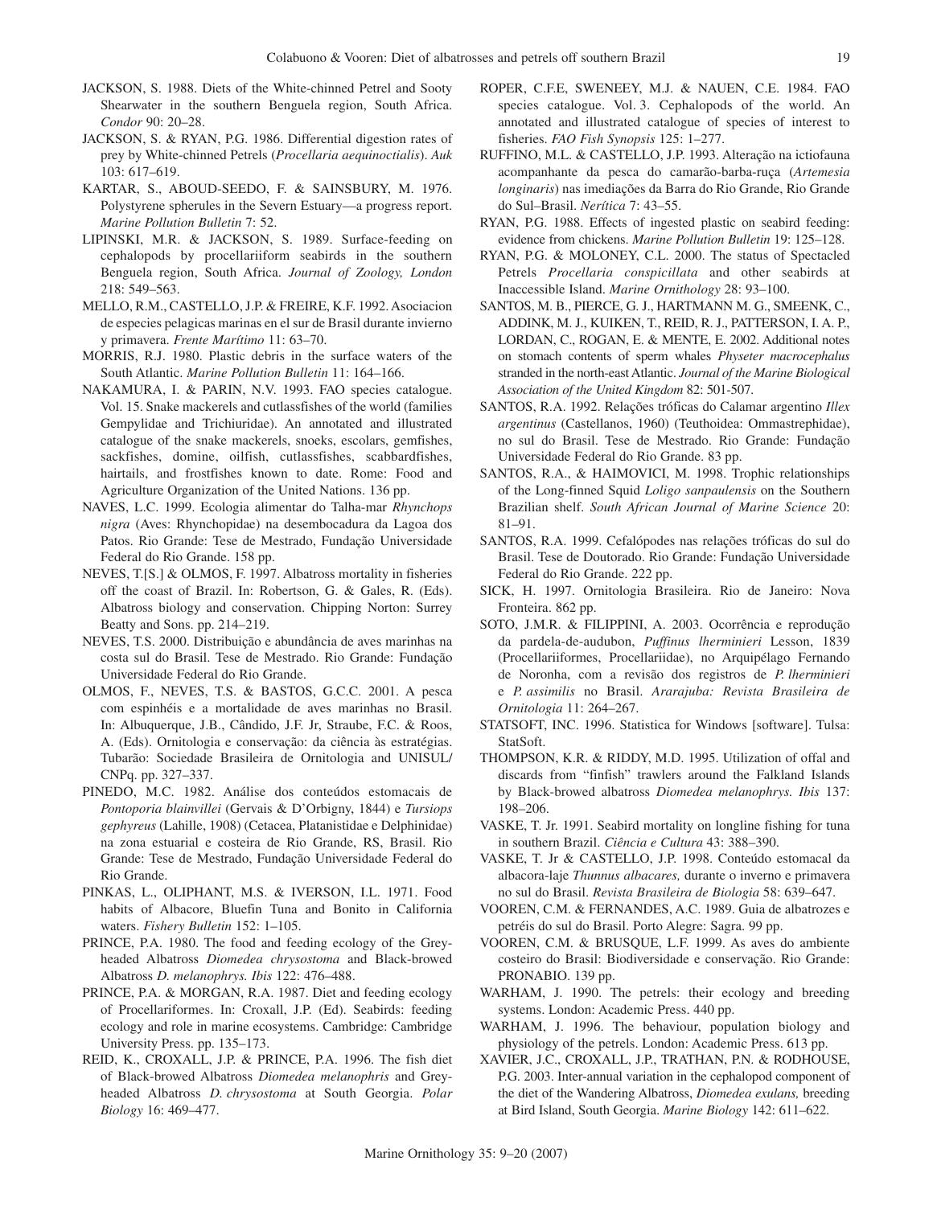JACKSON, S. 1988. Diets of the White-chinned Petrel and Sooty Shearwater in the southern Benguela region, South Africa. *Condor* 90: 20–28.

JACKSON, S. & RYAN, P.G. 1986. Differential digestion rates of prey by White-chinned Petrels (*Procellaria aequinoctialis*). *Auk* 103: 617–619.

KARTAR, S., ABOUD-SEEDO, F. & SAINSBURY, M. 1976. Polystyrene spherules in the Severn Estuary—a progress report. *Marine Pollution Bulletin* 7: 52.

LIPINSKI, M.R. & JACKSON, S. 1989. Surface-feeding on cephalopods by procellariiform seabirds in the southern Benguela region, South Africa. *Journal of Zoology, London* 218: 549–563.

MELLO, R.M., CASTELLO, J.P. & FREIRE, K.F. 1992. Asociacion de especies pelagicas marinas en el sur de Brasil durante invierno y primavera. *Frente Marítimo* 11: 63–70.

MORRIS, R.J. 1980. Plastic debris in the surface waters of the South Atlantic. *Marine Pollution Bulletin* 11: 164–166.

NAKAMURA, I. & PARIN, N.V. 1993. FAO species catalogue. Vol. 15. Snake mackerels and cutlassfishes of the world (families Gempylidae and Trichiuridae). An annotated and illustrated catalogue of the snake mackerels, snoeks, escolars, gemfishes, sackfishes, domine, oilfish, cutlassfishes, scabbardfishes, hairtails, and frostfishes known to date. Rome: Food and Agriculture Organization of the United Nations. 136 pp.

NAVES, L.C. 1999. Ecologia alimentar do Talha-mar *Rhynchops nigra* (Aves: Rhynchopidae) na desembocadura da Lagoa dos Patos. Rio Grande: Tese de Mestrado, Fundação Universidade Federal do Rio Grande. 158 pp.

NEVES, T.[S.] & OLMOS, F. 1997. Albatross mortality in fisheries off the coast of Brazil. In: Robertson, G. & Gales, R. (Eds). Albatross biology and conservation. Chipping Norton: Surrey Beatty and Sons. pp. 214–219.

NEVES, T.S. 2000. Distribuição e abundância de aves marinhas na costa sul do Brasil. Tese de Mestrado. Rio Grande: Fundação Universidade Federal do Rio Grande.

OLMOS, F., NEVES, T.S. & BASTOS, G.C.C. 2001. A pesca com espinhéis e a mortalidade de aves marinhas no Brasil. In: Albuquerque, J.B., Cândido, J.F. Jr, Straube, F.C. & Roos, A. (Eds). Ornitologia e conservação: da ciência às estratégias. Tubarão: Sociedade Brasileira de Ornitologia and UNISUL/CNPq. pp. 327–337.

PINEDO, M.C. 1982. Análise dos conteúdos estomacais de *Pontoporia blainvillei* (Gervais & D'Orbigny, 1844) e *Tursiops gephyreus* (Lahille, 1908) (Cetacea, Platanistidae e Delphinidae) na zona estuarial e costeira de Rio Grande, RS, Brasil. Rio Grande: Tese de Mestrado, Fundação Universidade Federal do Rio Grande.

PINKAS, L., OLIPHANT, M.S. & IVERSON, I.L. 1971. Food habits of Albacore, Bluefin Tuna and Bonito in California waters. *Fishery Bulletin* 152: 1–105.

PRINCE, P.A. 1980. The food and feeding ecology of the Grey-headed Albatross *Diomedea chrysostoma* and Black-browed Albatross *D. melanophrys*. *Ibis* 122: 476–488.

PRINCE, P.A. & MORGAN, R.A. 1987. Diet and feeding ecology of Procellariformes. In: Croxall, J.P. (Ed). Seabirds: feeding ecology and role in marine ecosystems. Cambridge: Cambridge University Press. pp. 135–173.

REID, K., CROXALL, J.P. & PRINCE, P.A. 1996. The fish diet of Black-browed Albatross *Diomedea melanophris* and Grey-headed Albatross *D. chrysostoma* at South Georgia. *Polar Biology* 16: 469–477.

ROPER, C.F.E, SWENEEY, M.J. & NAUEN, C.E. 1984. FAO species catalogue. Vol. 3. Cephalopods of the world. An annotated and illustrated catalogue of species of interest to fisheries. *FAO Fish Synopsis* 125: 1–277.

RUFFINO, M.L. & CASTELLO, J.P. 1993. Alteração na ictiofauna acompanhante da pesca do camarão-barba-ruça (*Artemesia longinaris*) nas imediações da Barra do Rio Grande, Rio Grande do Sul–Brasil. *Nerítica* 7: 43–55.

RYAN, P.G. 1988. Effects of ingested plastic on seabird feeding: evidence from chickens. *Marine Pollution Bulletin* 19: 125–128.

RYAN, P.G. & MOLONEY, C.L. 2000. The status of Spectacled Petrels *Procellaria conspicillata* and other seabirds at Inaccessible Island. *Marine Ornithology* 28: 93–100.

SANTOS, M. B., PIERCE, G. J., HARTMANN M. G., SMEENK, C., ADDINK, M. J., KUIKEN, T., REID, R. J., PATTERSON, I. A. P., LORDAN, C., ROGAN, E. & MENTE, E. 2002. Additional notes on stomach contents of sperm whales *Physeter macrocephalus* stranded in the north-east Atlantic. *Journal of the Marine Biological Association of the United Kingdom* 82: 501-507.

SANTOS, R.A. 1992. Relações tróficas do Calamar argentino *Illex argentinus* (Castellanos, 1960) (Teuthoidea: Ommastrephidae), no sul do Brasil. Tese de Mestrado. Rio Grande: Fundação Universidade Federal do Rio Grande. 83 pp.

SANTOS, R.A., & HAIMOVICI, M. 1998. Trophic relationships of the Long-finned Squid *Loligo sanpaulensis* on the Southern Brazilian shelf. *South African Journal of Marine Science* 20: 81–91.

SANTOS, R.A. 1999. Cefalópodes nas relações tróficas do sul do Brasil. Tese de Doutorado. Rio Grande: Fundação Universidade Federal do Rio Grande. 222 pp.

SICK, H. 1997. Ornitologia Brasileira. Rio de Janeiro: Nova Fronteira. 862 pp.

SOTO, J.M.R. & FILIPPINI, A. 2003. Ocorrência e reprodução da pardela-de-audubon, *Puffinus lherminieri* Lesson, 1839 (Procellariiformes, Procellariidae), no Arquipélago Fernando de Noronha, com a revisão dos registros de *P. lherminieri* e *P. assimilis* no Brasil. *Ararajuba: Revista Brasileira de Ornitologia* 11: 264–267.

STATSOFT, INC. 1996. Statistica for Windows [software]. Tulsa: StatSoft.

THOMPSON, K.R. & RIDDY, M.D. 1995. Utilization of offal and discards from "finfish" trawlers around the Falkland Islands by Black-browed albatross *Diomedea melanophrys*. *Ibis* 137: 198–206.

VASKE, T. Jr. 1991. Seabird mortality on longline fishing for tuna in southern Brazil. *Ciência e Cultura* 43: 388–390.

VASKE, T. Jr & CASTELLO, J.P. 1998. Conteúdo estomacal da albacora-laje *Thunnus albacares,* durante o inverno e primavera no sul do Brasil. *Revista Brasileira de Biologia* 58: 639–647.

VOOREN, C.M. & FERNANDES, A.C. 1989. Guia de albatrozes e petréis do sul do Brasil. Porto Alegre: Sagra. 99 pp.

VOOREN, C.M. & BRUSQUE, L.F. 1999. As aves do ambiente costeiro do Brasil: Biodiversidade e conservação. Rio Grande: PRONABIO. 139 pp.

WARHAM, J. 1990. The petrels: their ecology and breeding systems. London: Academic Press. 440 pp.

WARHAM, J. 1996. The behaviour, population biology and physiology of the petrels. London: Academic Press. 613 pp.

XAVIER, J.C., CROXALL, J.P., TRATHAN, P.N. & RODHOUSE, P.G. 2003. Inter-annual variation in the cephalopod component of the diet of the Wandering Albatross, *Diomedea exulans,* breeding at Bird Island, South Georgia. *Marine Biology* 142: 611–622.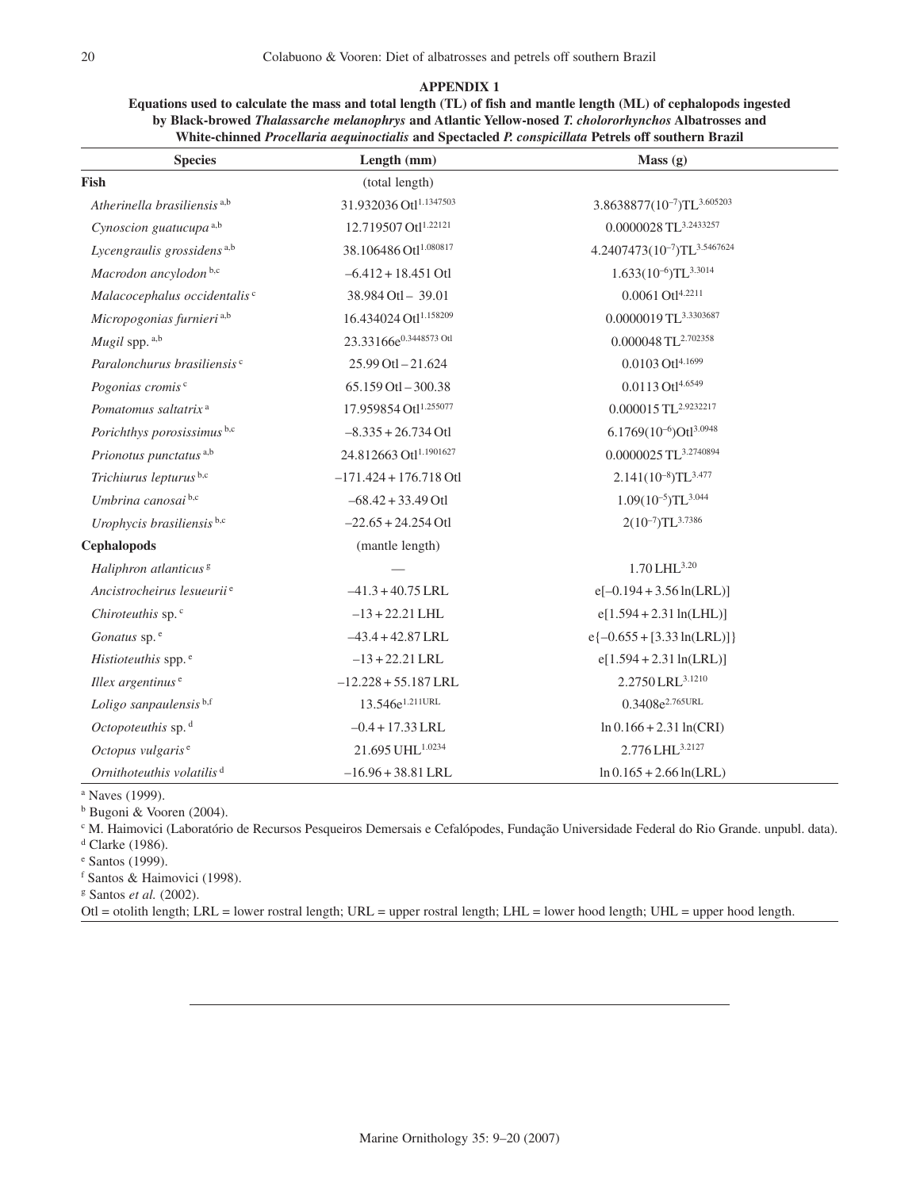**APPENDIX 1**

**Equations used to calculate the mass and total length (TL) of fish and mantle length (ML) of cephalopods ingested by Black-browed *Thalassarche melanophrys* and Atlantic Yellow-nosed *T. chlororhynchos* Albatrosses and White-chinned *Procellaria aequinoctialis* and Spectacled *P. conspicillata* Petrels off southern Brazil**

| Species | Length (mm) | Mass (g) |
|---|---|---|
| **Fish** | (total length) | |
| *Atherinella brasiliensis* [a,b] | $31.932036\,\text{Otl}^{1.1347503}$ | $3.8638877(10^{-7})\text{TL}^{3.605203}$ |
| *Cynoscion guatucupa* [a,b] | $12.719507\,\text{Otl}^{1.22121}$ | $0.0000028\,\text{TL}^{3.2433257}$ |
| *Lycengraulis grossidens* [a,b] | $38.106486\,\text{Otl}^{1.080817}$ | $4.2407473(10^{-7})\text{TL}^{3.5467624}$ |
| *Macrodon ancylodon* [b,c] | $-6.412 + 18.451\,\text{Otl}$ | $1.633(10^{-6})\text{TL}^{3.3014}$ |
| *Malacocephalus occidentalis* [c] | $38.984\,\text{Otl} - 39.01$ | $0.0061\,\text{Otl}^{4.2211}$ |
| *Micropogonias furnieri* [a,b] | $16.434024\,\text{Otl}^{1.158209}$ | $0.0000019\,\text{TL}^{3.3303687}$ |
| *Mugil* spp. [a,b] | $23.33166e^{0.3448573\,\text{Otl}}$ | $0.000048\,\text{TL}^{2.702358}$ |
| *Paralonchurus brasiliensis* [c] | $25.99\,\text{Otl} - 21.624$ | $0.0103\,\text{Otl}^{4.1699}$ |
| *Pogonias cromis* [c] | $65.159\,\text{Otl} - 300.38$ | $0.0113\,\text{Otl}^{4.6549}$ |
| *Pomatomus saltatrix* [a] | $17.959854\,\text{Otl}^{1.255077}$ | $0.000015\,\text{TL}^{2.9232217}$ |
| *Porichthys porosissimus* [b,c] | $-8.335 + 26.734\,\text{Otl}$ | $6.1769(10^{-6})\text{Otl}^{3.0948}$ |
| *Prionotus punctatus* [a,b] | $24.812663\,\text{Otl}^{1.1901627}$ | $0.0000025\,\text{TL}^{3.2740894}$ |
| *Trichiurus lepturus* [b,c] | $-171.424 + 176.718\,\text{Otl}$ | $2.141(10^{-8})\text{TL}^{3.477}$ |
| *Umbrina canosai* [b,c] | $-68.42 + 33.49\,\text{Otl}$ | $1.09(10^{-5})\text{TL}^{3.044}$ |
| *Urophycis brasiliensis* [b,c] | $-22.65 + 24.254\,\text{Otl}$ | $2(10^{-7})\text{TL}^{3.7386}$ |
| **Cephalopods** | (mantle length) | |
| *Haliphron atlanticus* [g] | — | $1.70\,\text{LHL}^{3.20}$ |
| *Ancistrocheirus lesueurii* [e] | $-41.3 + 40.75\,\text{LRL}$ | $e[-0.194 + 3.56\ln(\text{LRL})]$ |
| *Chiroteuthis* sp. [c] | $-13 + 22.21\,\text{LHL}$ | $e[1.594 + 2.31\ln(\text{LHL})]$ |
| *Gonatus* sp. [e] | $-43.4 + 42.87\,\text{LRL}$ | $e\{-0.655 + [3.33\ln(\text{LRL})]\}$ |
| *Histioteuthis* spp. [e] | $-13 + 22.21\,\text{LRL}$ | $e[1.594 + 2.31\ln(\text{LRL})]$ |
| *Illex argentinus* [e] | $-12.228 + 55.187\,\text{LRL}$ | $2.2750\,\text{LRL}^{3.1210}$ |
| *Loligo sanpaulensis* [b,f] | $13.546e^{1.211\text{URL}}$ | $0.3408e^{2.765\text{URL}}$ |
| *Octopoteuthis* sp. [d] | $-0.4 + 17.33\,\text{LRL}$ | $\ln 0.166 + 2.31\ln(\text{CRI})$ |
| *Octopus vulgaris* [e] | $21.695\,\text{UHL}^{1.0234}$ | $2.776\,\text{LHL}^{3.2127}$ |
| *Ornithoteuthis volatilis* [d] | $-16.96 + 38.81\,\text{LRL}$ | $\ln 0.165 + 2.66\ln(\text{LRL})$ |

[a] Naves (1999).

[b] Bugoni & Vooren (2004).

[c] M. Haimovici (Laboratório de Recursos Pesqueiros Demersais e Cefalópodes, Fundação Universidade Federal do Rio Grande. unpubl. data).

[d] Clarke (1986).

[e] Santos (1999).

[f] Santos & Haimovici (1998).

[g] Santos *et al.* (2002).

Otl = otolith length; LRL = lower rostral length; URL = upper rostral length; LHL = lower hood length; UHL = upper hood length.